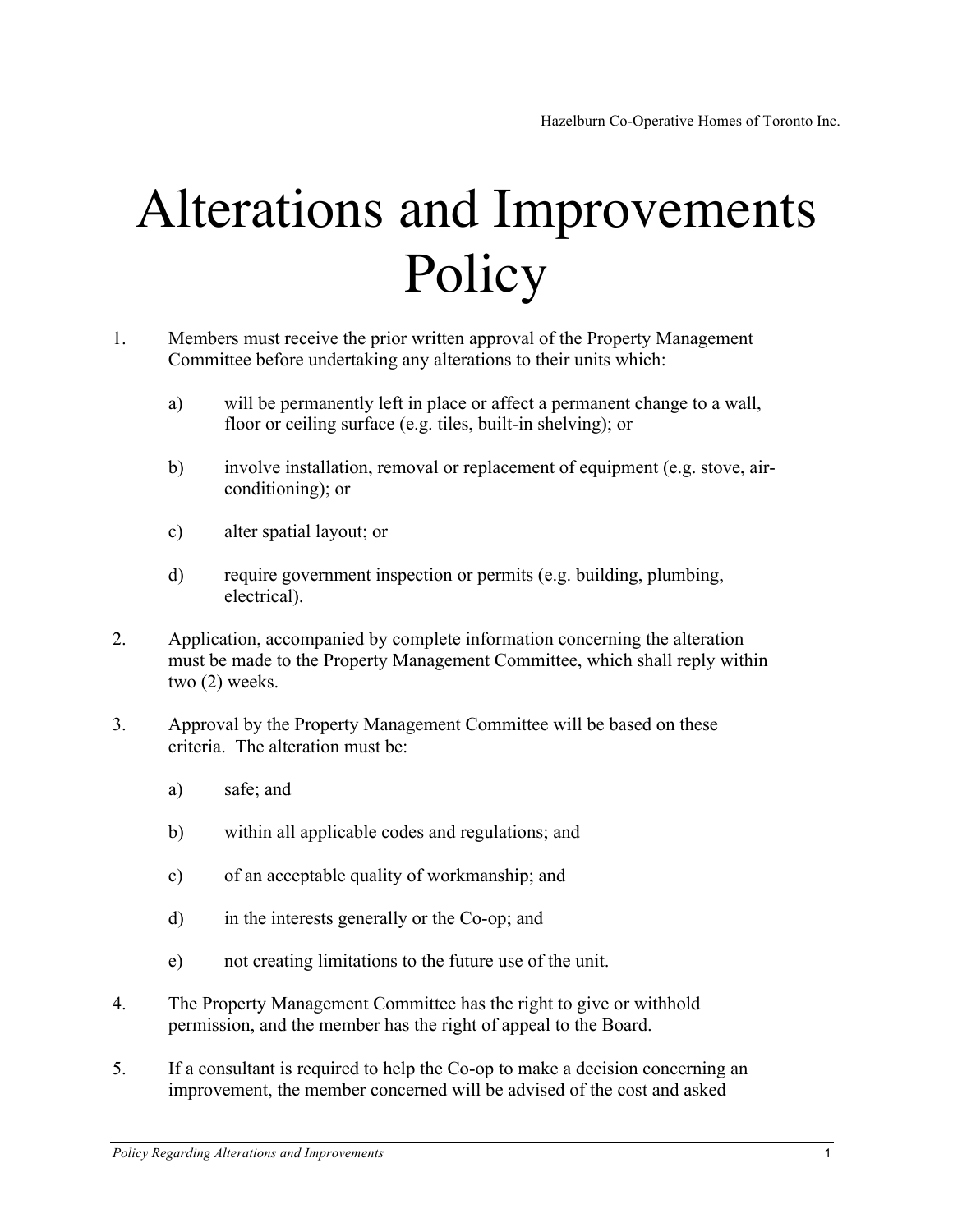Hazelburn Co-Operative Homes of Toronto Inc.

# Alterations and Improvements Policy

1. Members must receive the prior written approval of the Property Management Committee before undertaking any alterations to their units which:

   a) will be permanently left in place or affect a permanent change to a wall, floor or ceiling surface (e.g. tiles, built-in shelving); or

   b) involve installation, removal or replacement of equipment (e.g. stove, air-conditioning); or

   c) alter spatial layout; or

   d) require government inspection or permits (e.g. building, plumbing, electrical).

2. Application, accompanied by complete information concerning the alteration must be made to the Property Management Committee, which shall reply within two (2) weeks.

3. Approval by the Property Management Committee will be based on these criteria. The alteration must be:

   a) safe; and

   b) within all applicable codes and regulations; and

   c) of an acceptable quality of workmanship; and

   d) in the interests generally or the Co-op; and

   e) not creating limitations to the future use of the unit.

4. The Property Management Committee has the right to give or withhold permission, and the member has the right of appeal to the Board.

5. If a consultant is required to help the Co-op to make a decision concerning an improvement, the member concerned will be advised of the cost and asked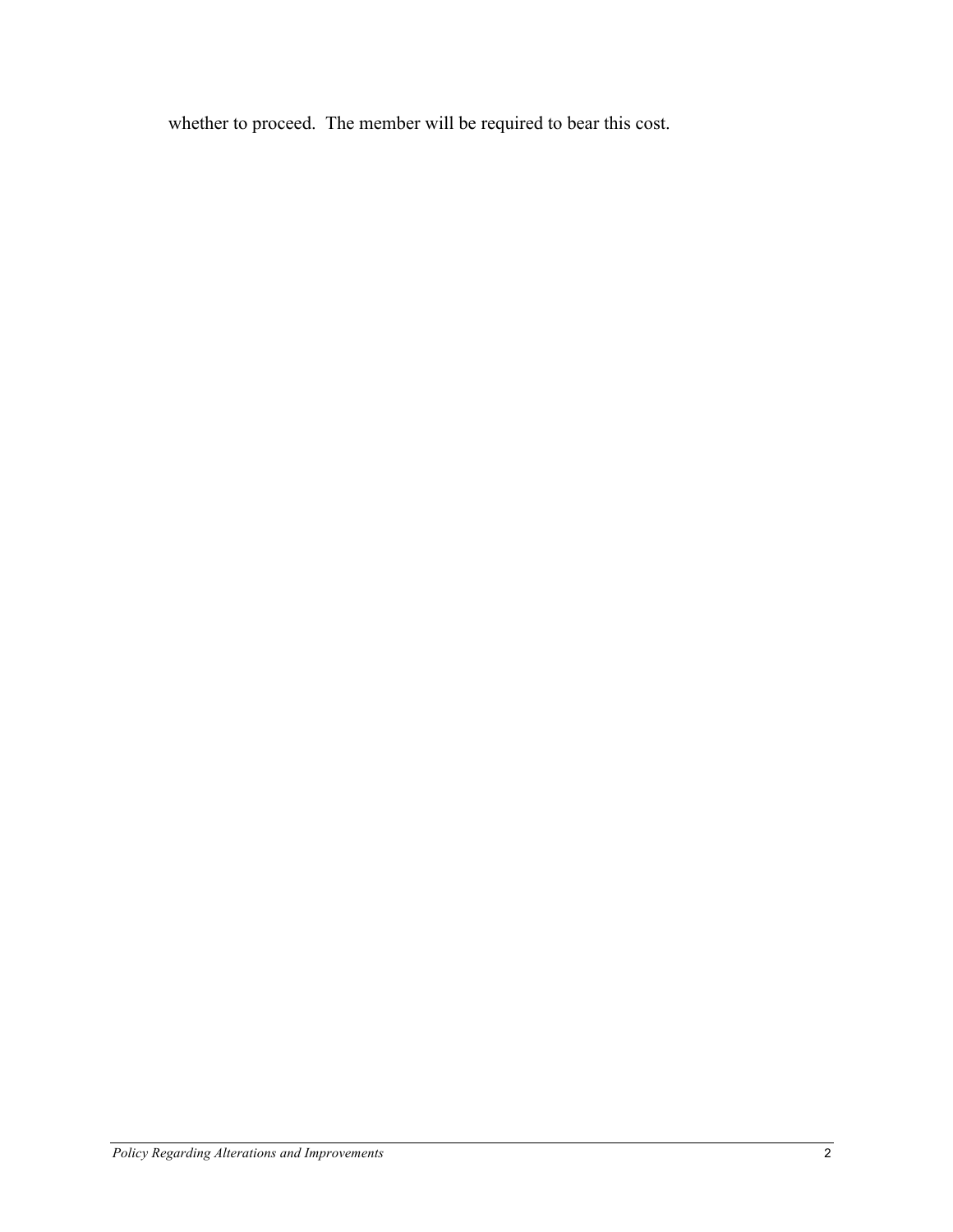whether to proceed.  The member will be required to bear this cost.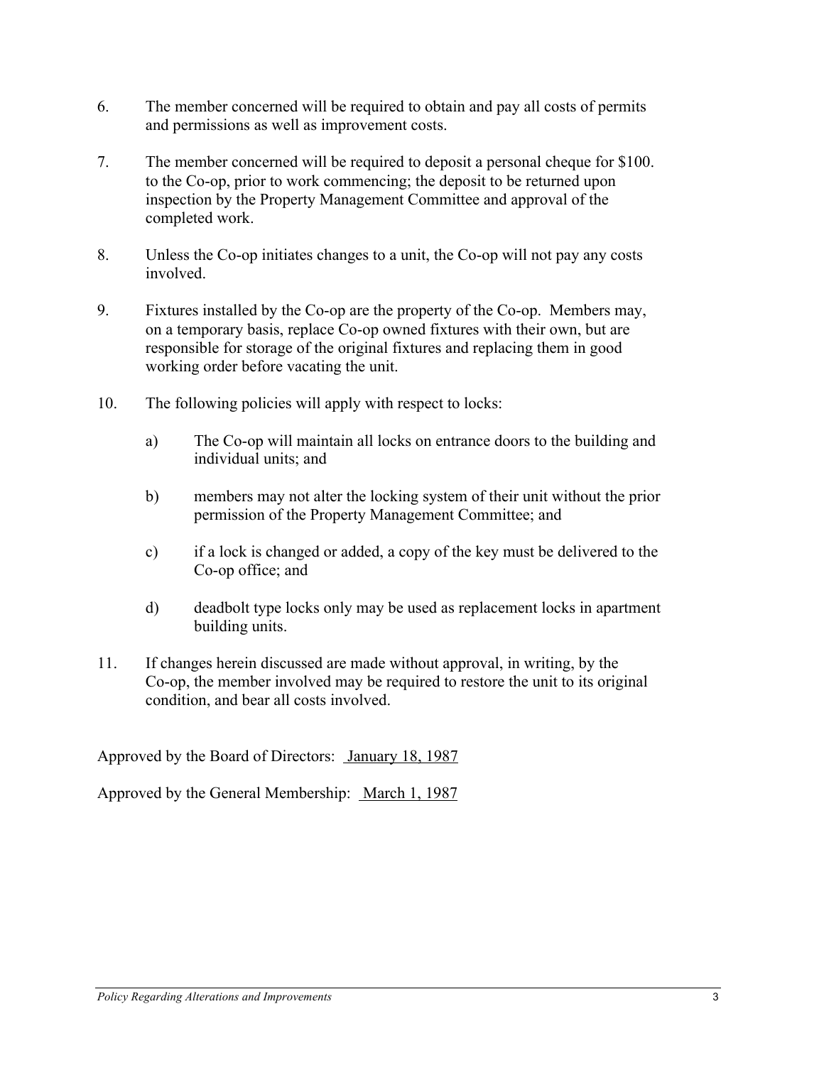6. The member concerned will be required to obtain and pay all costs of permits and permissions as well as improvement costs.

7. The member concerned will be required to deposit a personal cheque for $100. to the Co-op, prior to work commencing; the deposit to be returned upon inspection by the Property Management Committee and approval of the completed work.

8. Unless the Co-op initiates changes to a unit, the Co-op will not pay any costs involved.

9. Fixtures installed by the Co-op are the property of the Co-op. Members may, on a temporary basis, replace Co-op owned fixtures with their own, but are responsible for storage of the original fixtures and replacing them in good working order before vacating the unit.

10. The following policies will apply with respect to locks:

    a) The Co-op will maintain all locks on entrance doors to the building and individual units; and

    b) members may not alter the locking system of their unit without the prior permission of the Property Management Committee; and

    c) if a lock is changed or added, a copy of the key must be delivered to the Co-op office; and

    d) deadbolt type locks only may be used as replacement locks in apartment building units.

11. If changes herein discussed are made without approval, in writing, by the Co-op, the member involved may be required to restore the unit to its original condition, and bear all costs involved.

Approved by the Board of Directors: January 18, 1987

Approved by the General Membership: March 1, 1987